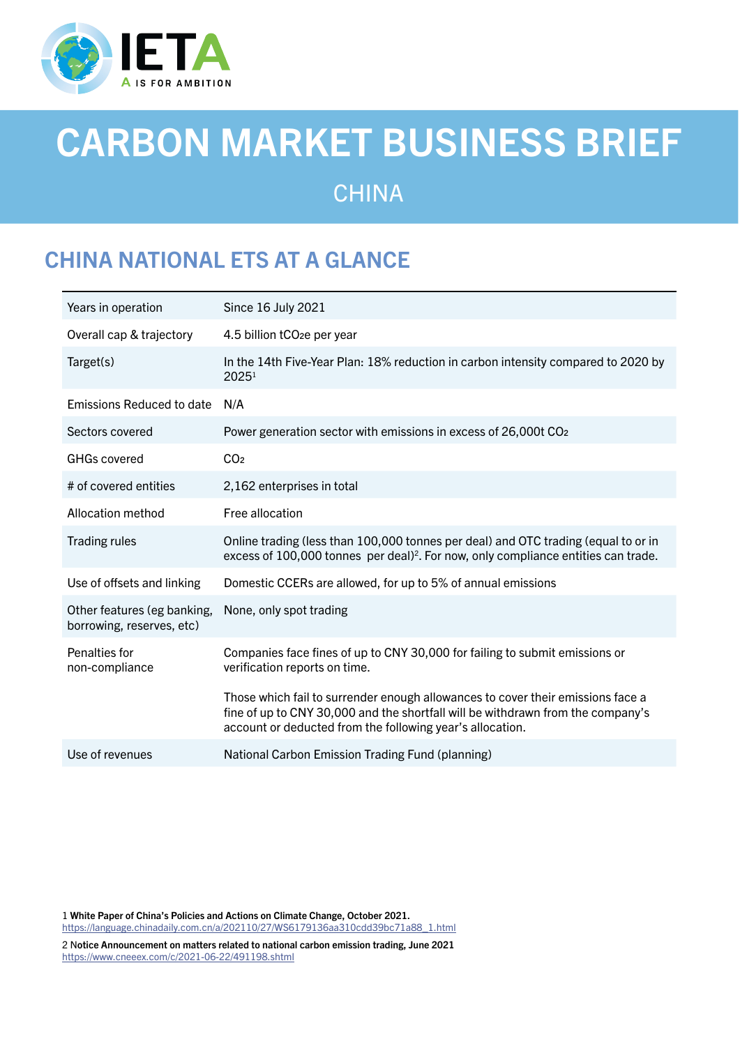# CARBON MARKET BUSINESS BRIEF

## CHINA

## CHINA NATIONAL ETS AT A GLANCE

| | |
|---|---|
| Years in operation | Since 16 July 2021 |
| Overall cap & trajectory | 4.5 billion $tCO_2e$ per year |
| Target(s) | In the 14th Five-Year Plan: 18% reduction in carbon intensity compared to 2020 by 2025[1] |
| Emissions Reduced to date | N/A |
| Sectors covered | Power generation sector with emissions in excess of 26,000t $CO_2$ |
| GHGs covered | $CO_2$ |
| # of covered entities | 2,162 enterprises in total |
| Allocation method | Free allocation |
| Trading rules | Online trading (less than 100,000 tonnes per deal) and OTC trading (equal to or in excess of 100,000 tonnes per deal)[2]. For now, only compliance entities can trade. |
| Use of offsets and linking | Domestic CCERs are allowed, for up to 5% of annual emissions |
| Other features (eg banking, borrowing, reserves, etc) | None, only spot trading |
| Penalties for non-compliance | Companies face fines of up to CNY 30,000 for failing to submit emissions or verification reports on time.<br><br>Those which fail to surrender enough allowances to cover their emissions face a fine of up to CNY 30,000 and the shortfall will be withdrawn from the company's account or deducted from the following year's allocation. |
| Use of revenues | National Carbon Emission Trading Fund (planning) |

1 **White Paper of China's Policies and Actions on Climate Change, October 2021.**
https://language.chinadaily.com.cn/a/202110/27/WS6179136aa310cdd39bc71a88_1.html

2 **Notice Announcement on matters related to national carbon emission trading, June 2021**
https://www.cneeex.com/c/2021-06-22/491198.shtml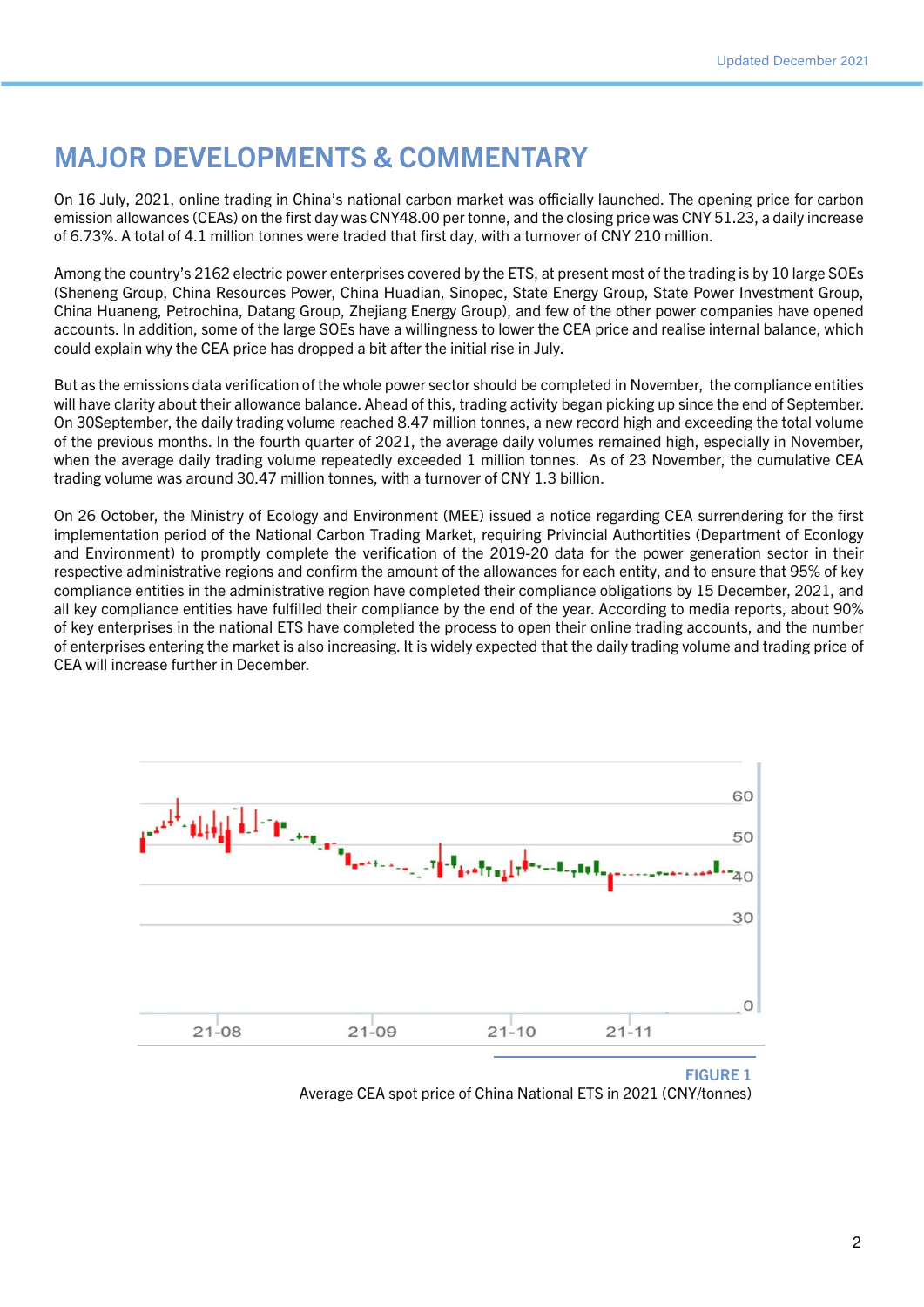# MAJOR DEVELOPMENTS & COMMENTARY

On 16 July, 2021, online trading in China's national carbon market was officially launched. The opening price for carbon emission allowances (CEAs) on the first day was CNY48.00 per tonne, and the closing price was CNY 51.23, a daily increase of 6.73%. A total of 4.1 million tonnes were traded that first day, with a turnover of CNY 210 million.

Among the country's 2162 electric power enterprises covered by the ETS, at present most of the trading is by 10 large SOEs (Sheneng Group, China Resources Power, China Huadian, Sinopec, State Energy Group, State Power Investment Group, China Huaneng, Petrochina, Datang Group, Zhejiang Energy Group), and few of the other power companies have opened accounts. In addition, some of the large SOEs have a willingness to lower the CEA price and realise internal balance, which could explain why the CEA price has dropped a bit after the initial rise in July.

But as the emissions data verification of the whole power sector should be completed in November, the compliance entities will have clarity about their allowance balance. Ahead of this, trading activity began picking up since the end of September. On 30September, the daily trading volume reached 8.47 million tonnes, a new record high and exceeding the total volume of the previous months. In the fourth quarter of 2021, the average daily volumes remained high, especially in November, when the average daily trading volume repeatedly exceeded 1 million tonnes. As of 23 November, the cumulative CEA trading volume was around 30.47 million tonnes, with a turnover of CNY 1.3 billion.

On 26 October, the Ministry of Ecology and Environment (MEE) issued a notice regarding CEA surrendering for the first implementation period of the National Carbon Trading Market, requiring Privincial Authortities (Department of Econlogy and Environment) to promptly complete the verification of the 2019-20 data for the power generation sector in their respective administrative regions and confirm the amount of the allowances for each entity, and to ensure that 95% of key compliance entities in the administrative region have completed their compliance obligations by 15 December, 2021, and all key compliance entities have fulfilled their compliance by the end of the year. According to media reports, about 90% of key enterprises in the national ETS have completed the process to open their online trading accounts, and the number of enterprises entering the market is also increasing. It is widely expected that the daily trading volume and trading price of CEA will increase further in December.

**FIGURE 1**
Average CEA spot price of China National ETS in 2021 (CNY/tonnes)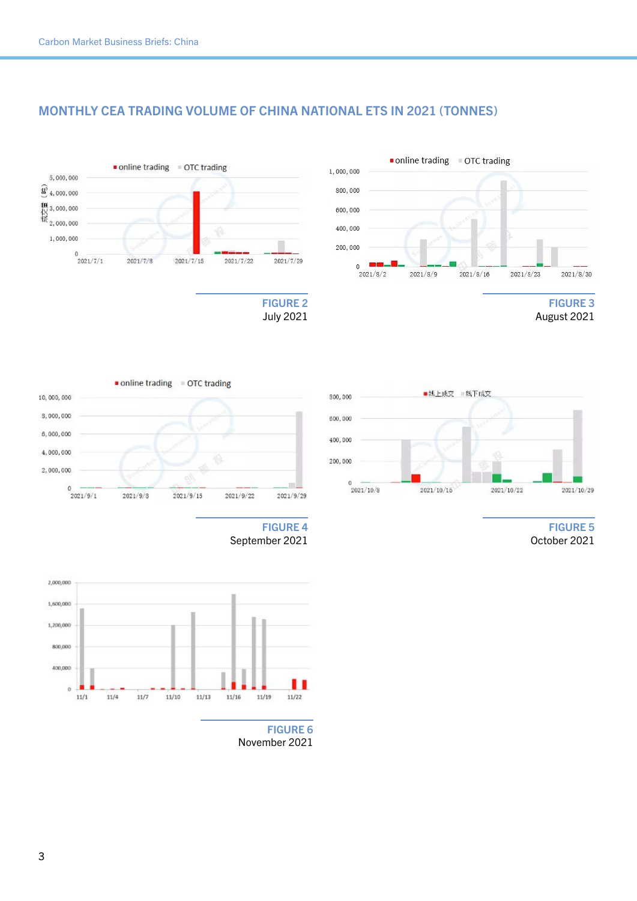## MONTHLY CEA TRADING VOLUME OF CHINA NATIONAL ETS IN 2021 (TONNES)

**FIGURE 2**
July 2021

**FIGURE 3**
August 2021

**FIGURE 4**
September 2021

**FIGURE 5**
October 2021

**FIGURE 6**
November 2021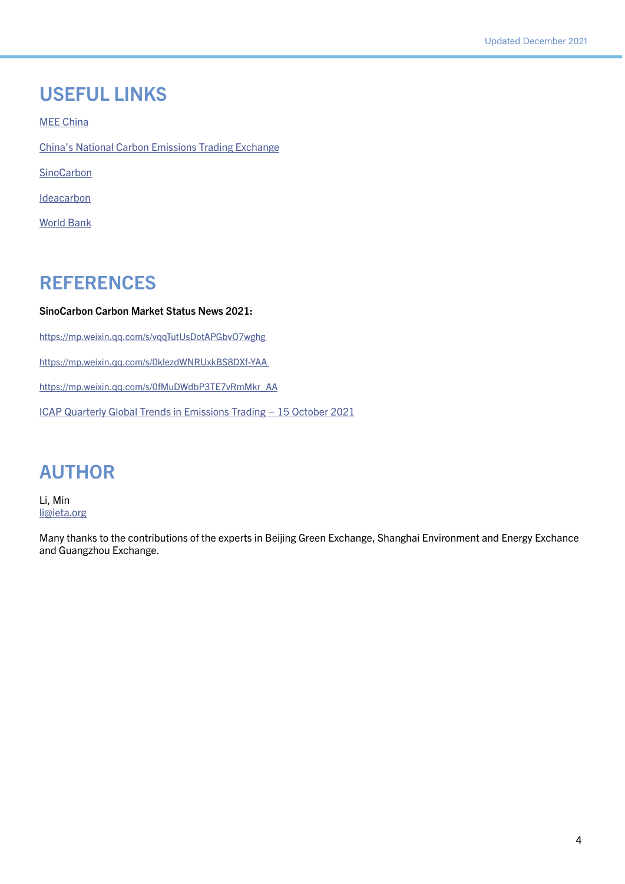## USEFUL LINKS

MEE China

China's National Carbon Emissions Trading Exchange

SinoCarbon

Ideacarbon

World Bank

## REFERENCES

**SinoCarbon Carbon Market Status News 2021:**

https://mp.weixin.qq.com/s/vqqTutUsDotAPGbvO7wghg

https://mp.weixin.qq.com/s/0klezdWNRUxkBS8DXf-YAA

https://mp.weixin.qq.com/s/0fMuDWdbP3TE7vRmMkr_AA

ICAP Quarterly Global Trends in Emissions Trading – 15 October 2021

## AUTHOR

Li, Min
li@ieta.org

Many thanks to the contributions of the experts in Beijing Green Exchange, Shanghai Environment and Energy Exchance and Guangzhou Exchange.